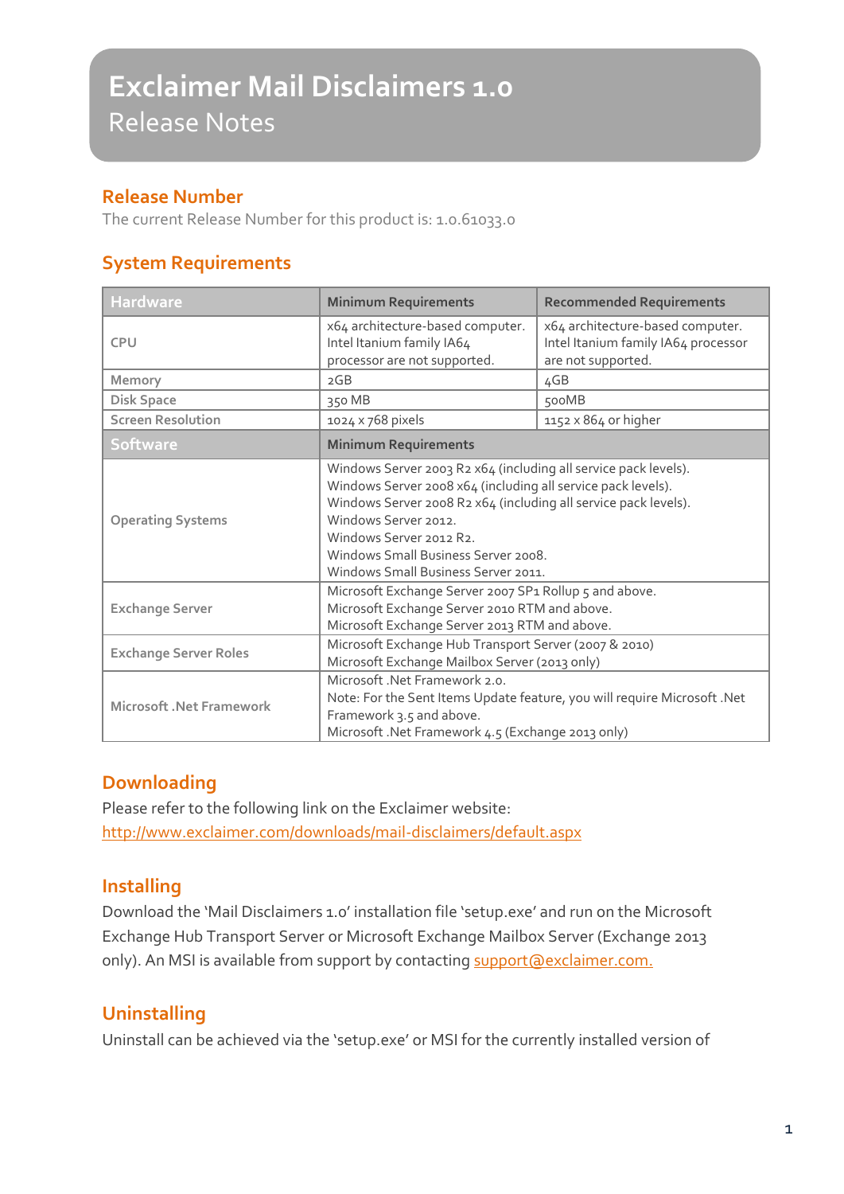# Exclaimer Mail Disclaimers 1.0

Release Notes

## Release Number

The current Release Number for this product is: 1.0.61033.0

## System Requirements

| Hardware | Minimum Requirements | Recommended Requirements |
|---|---|---|
| CPU | x64 architecture-based computer. Intel Itanium family IA64 processor are not supported. | x64 architecture-based computer. Intel Itanium family IA64 processor are not supported. |
| Memory | 2GB | 4GB |
| Disk Space | 350 MB | 500MB |
| Screen Resolution | 1024 x 768 pixels | 1152 x 864 or higher |
| **Software** | **Minimum Requirements** | |
| Operating Systems | Windows Server 2003 R2 x64 (including all service pack levels).<br>Windows Server 2008 x64 (including all service pack levels).<br>Windows Server 2008 R2 x64 (including all service pack levels).<br>Windows Server 2012.<br>Windows Server 2012 R2.<br>Windows Small Business Server 2008.<br>Windows Small Business Server 2011. | |
| Exchange Server | Microsoft Exchange Server 2007 SP1 Rollup 5 and above.<br>Microsoft Exchange Server 2010 RTM and above.<br>Microsoft Exchange Server 2013 RTM and above. | |
| Exchange Server Roles | Microsoft Exchange Hub Transport Server (2007 & 2010)<br>Microsoft Exchange Mailbox Server (2013 only) | |
| Microsoft .Net Framework | Microsoft .Net Framework 2.0.<br>Note: For the Sent Items Update feature, you will require Microsoft .Net Framework 3.5 and above.<br>Microsoft .Net Framework 4.5 (Exchange 2013 only) | |

## Downloading

Please refer to the following link on the Exclaimer website:
http://www.exclaimer.com/downloads/mail-disclaimers/default.aspx

## Installing

Download the 'Mail Disclaimers 1.0' installation file 'setup.exe' and run on the Microsoft Exchange Hub Transport Server or Microsoft Exchange Mailbox Server (Exchange 2013 only). An MSI is available from support by contacting support@exclaimer.com.

## Uninstalling

Uninstall can be achieved via the 'setup.exe' or MSI for the currently installed version of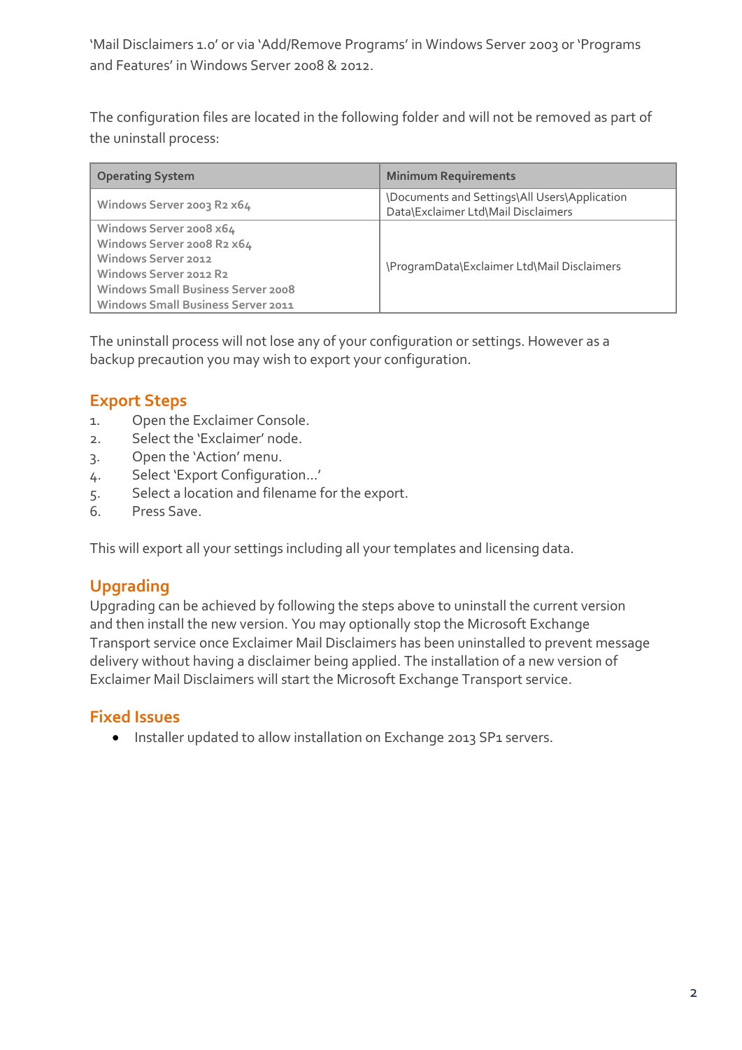'Mail Disclaimers 1.0' or via 'Add/Remove Programs' in Windows Server 2003 or 'Programs and Features' in Windows Server 2008 & 2012.

The configuration files are located in the following folder and will not be removed as part of the uninstall process:

| Operating System | Minimum Requirements |
|---|---|
| Windows Server 2003 R2 x64 | \Documents and Settings\All Users\Application Data\Exclaimer Ltd\Mail Disclaimers |
| Windows Server 2008 x64<br>Windows Server 2008 R2 x64<br>Windows Server 2012<br>Windows Server 2012 R2<br>Windows Small Business Server 2008<br>Windows Small Business Server 2011 | \ProgramData\Exclaimer Ltd\Mail Disclaimers |

The uninstall process will not lose any of your configuration or settings. However as a backup precaution you may wish to export your configuration.

## Export Steps

1. Open the Exclaimer Console.
2. Select the 'Exclaimer' node.
3. Open the 'Action' menu.
4. Select 'Export Configuration...'
5. Select a location and filename for the export.
6. Press Save.

This will export all your settings including all your templates and licensing data.

## Upgrading

Upgrading can be achieved by following the steps above to uninstall the current version and then install the new version. You may optionally stop the Microsoft Exchange Transport service once Exclaimer Mail Disclaimers has been uninstalled to prevent message delivery without having a disclaimer being applied. The installation of a new version of Exclaimer Mail Disclaimers will start the Microsoft Exchange Transport service.

## Fixed Issues

- Installer updated to allow installation on Exchange 2013 SP1 servers.